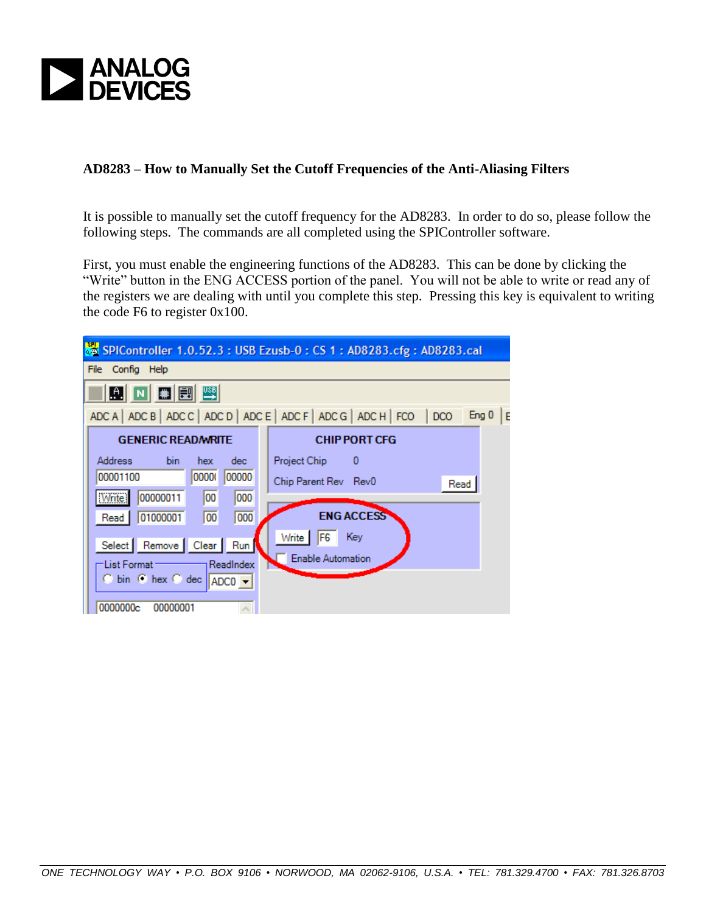**AD8283 – How to Manually Set the Cutoff Frequencies of the Anti-Aliasing Filters**

It is possible to manually set the cutoff frequency for the AD8283. In order to do so, please follow the following steps. The commands are all completed using the SPIController software.

First, you must enable the engineering functions of the AD8283. This can be done by clicking the "Write" button in the ENG ACCESS portion of the panel. You will not be able to write or read any of the registers we are dealing with until you complete this step. Pressing this key is equivalent to writing the code F6 to register 0x100.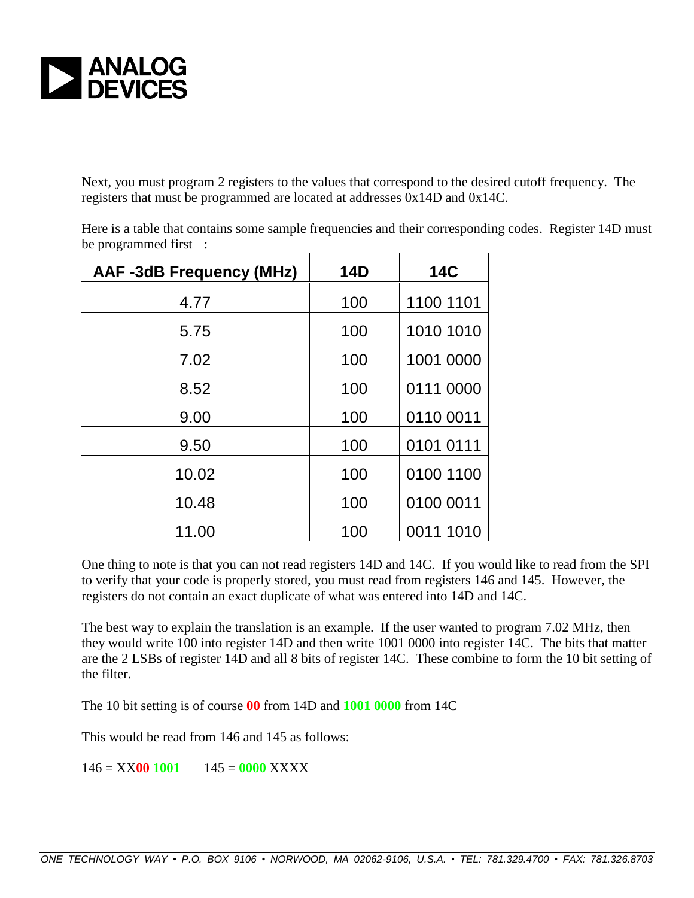Next, you must program 2 registers to the values that correspond to the desired cutoff frequency. The registers that must be programmed are located at addresses 0x14D and 0x14C.

Here is a table that contains some sample frequencies and their corresponding codes. Register 14D must be programmed first :

| AAF -3dB Frequency (MHz) | 14D | 14C |
|---|---|---|
| 4.77 | 100 | 1100 1101 |
| 5.75 | 100 | 1010 1010 |
| 7.02 | 100 | 1001 0000 |
| 8.52 | 100 | 0111 0000 |
| 9.00 | 100 | 0110 0011 |
| 9.50 | 100 | 0101 0111 |
| 10.02 | 100 | 0100 1100 |
| 10.48 | 100 | 0100 0011 |
| 11.00 | 100 | 0011 1010 |

One thing to note is that you can not read registers 14D and 14C. If you would like to read from the SPI to verify that your code is properly stored, you must read from registers 146 and 145. However, the registers do not contain an exact duplicate of what was entered into 14D and 14C.

The best way to explain the translation is an example. If the user wanted to program 7.02 MHz, then they would write 100 into register 14D and then write 1001 0000 into register 14C. The bits that matter are the 2 LSBs of register 14D and all 8 bits of register 14C. These combine to form the 10 bit setting of the filter.

The 10 bit setting is of course **00** from 14D and **1001 0000** from 14C

This would be read from 146 and 145 as follows:

146 = XX**00 1001**     145 = **0000** XXXX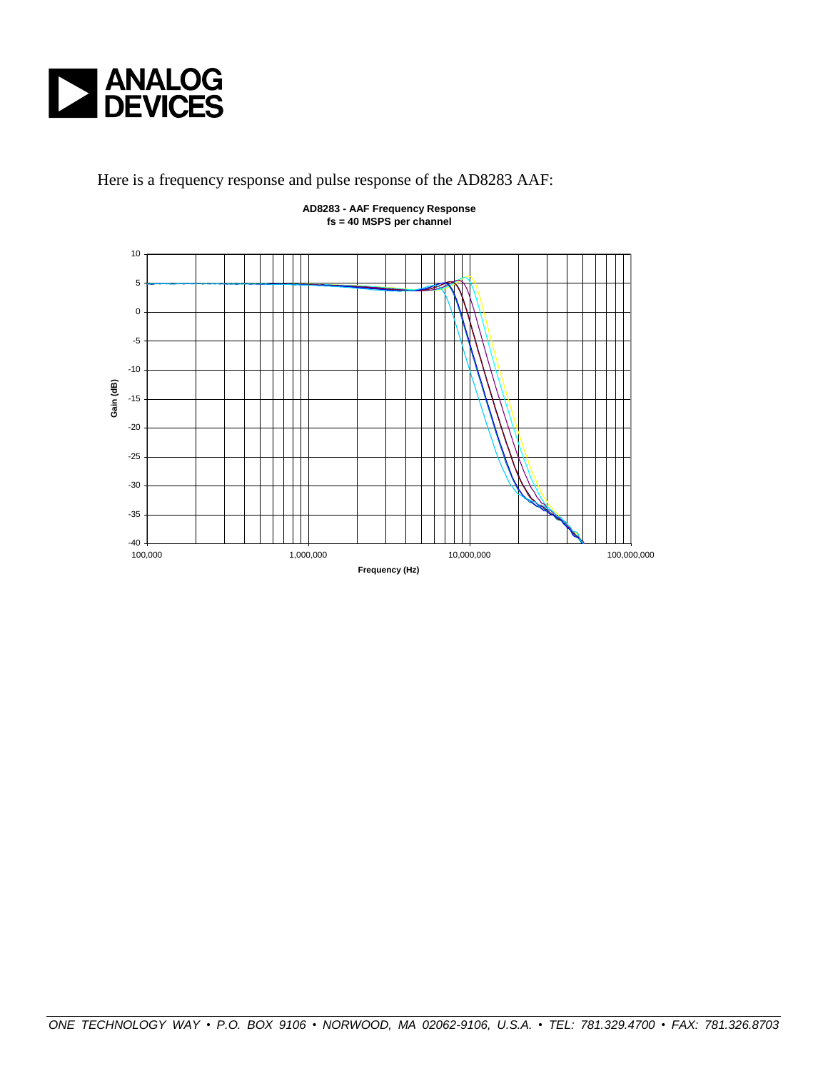Here is a frequency response and pulse response of the AD8283 AAF:

**AD8283 - AAF Frequency Response**
**fs = 40 MSPS per channel**

Gain (dB)

10
5
0
-5
-10
-15
-20
-25
-30
-35
-40

100,000 1,000,000 10,000,000 100,000,000

Frequency (Hz)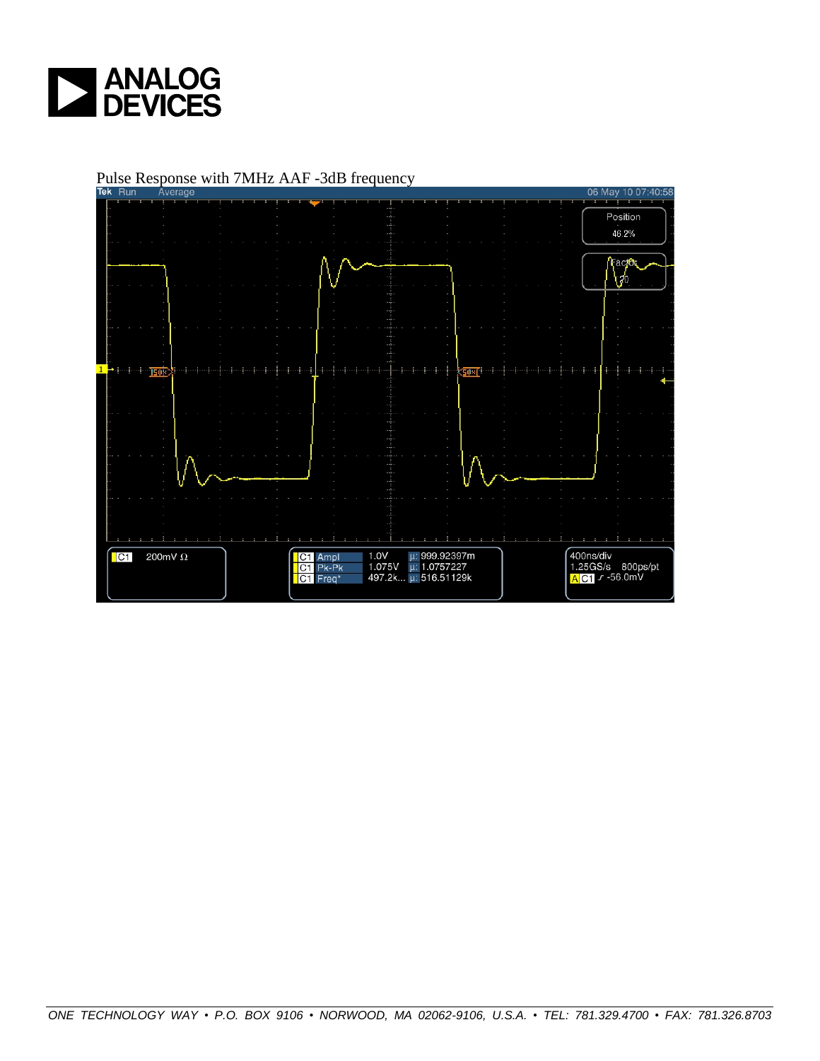Pulse Response with 7MHz AAF -3dB frequency

Tek Run Average 06 May 10 07:40:58

Position
46.2%

Factor
20

C1 200mV Ω

C1 Ampl 1.0V µ: 999.92397m
C1 Pk-Pk 1.075V µ: 1.0757227
C1 Freq* 497.2k... µ: 516.51129k

400ns/div
1.25GS/s 800ps/pt
A C1 ƒ -56.0mV